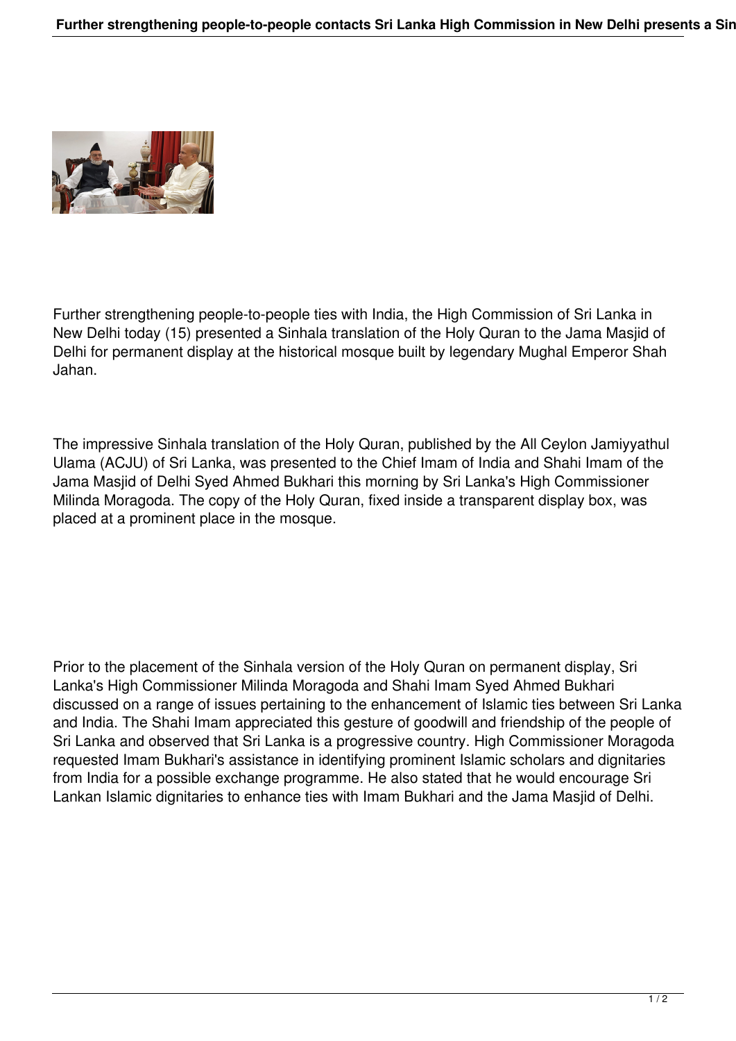Further strengthening people-to-people ties with India, the High Commission of Sri Lanka in New Delhi today (15) presented a Sinhala translation of the Holy Quran to the Jama Masjid of Delhi for permanent display at the historical mosque built by legendary Mughal Emperor Shah Jahan.

The impressive Sinhala translation of the Holy Quran, published by the All Ceylon Jamiyyathul Ulama (ACJU) of Sri Lanka, was presented to the Chief Imam of India and Shahi Imam of the Jama Masjid of Delhi Syed Ahmed Bukhari this morning by Sri Lanka's High Commissioner Milinda Moragoda. The copy of the Holy Quran, fixed inside a transparent display box, was placed at a prominent place in the mosque.

Prior to the placement of the Sinhala version of the Holy Quran on permanent display, Sri Lanka's High Commissioner Milinda Moragoda and Shahi Imam Syed Ahmed Bukhari discussed on a range of issues pertaining to the enhancement of Islamic ties between Sri Lanka and India. The Shahi Imam appreciated this gesture of goodwill and friendship of the people of Sri Lanka and observed that Sri Lanka is a progressive country. High Commissioner Moragoda requested Imam Bukhari's assistance in identifying prominent Islamic scholars and dignitaries from India for a possible exchange programme. He also stated that he would encourage Sri Lankan Islamic dignitaries to enhance ties with Imam Bukhari and the Jama Masjid of Delhi.